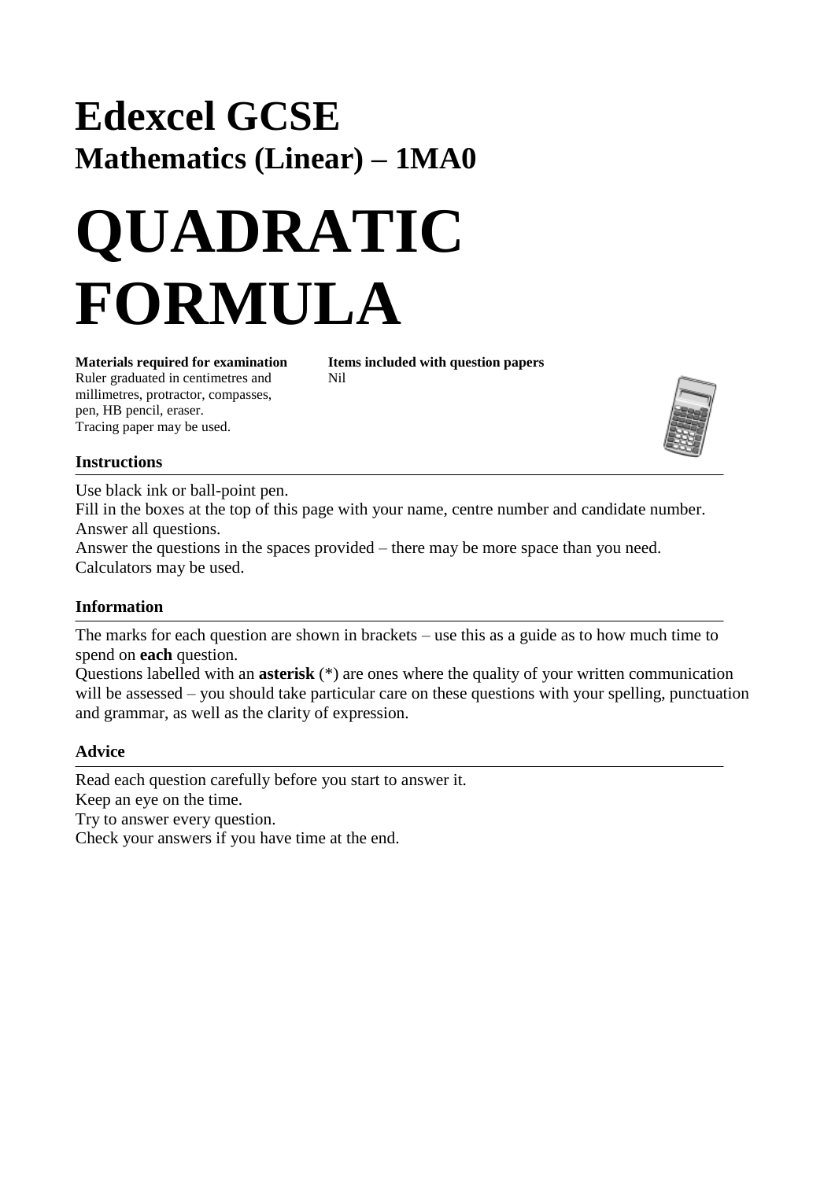# Edexcel GCSE

## Mathematics (Linear) – 1MA0

# QUADRATIC FORMULA

**Materials required for examination**
Ruler graduated in centimetres and millimetres, protractor, compasses, pen, HB pencil, eraser.
Tracing paper may be used.

**Items included with question papers**
Nil

### Instructions

Use black ink or ball-point pen.
Fill in the boxes at the top of this page with your name, centre number and candidate number.
Answer all questions.
Answer the questions in the spaces provided – there may be more space than you need.
Calculators may be used.

### Information

The marks for each question are shown in brackets – use this as a guide as to how much time to spend on **each** question.
Questions labelled with an **asterisk** (*) are ones where the quality of your written communication will be assessed – you should take particular care on these questions with your spelling, punctuation and grammar, as well as the clarity of expression.

### Advice

Read each question carefully before you start to answer it.
Keep an eye on the time.
Try to answer every question.
Check your answers if you have time at the end.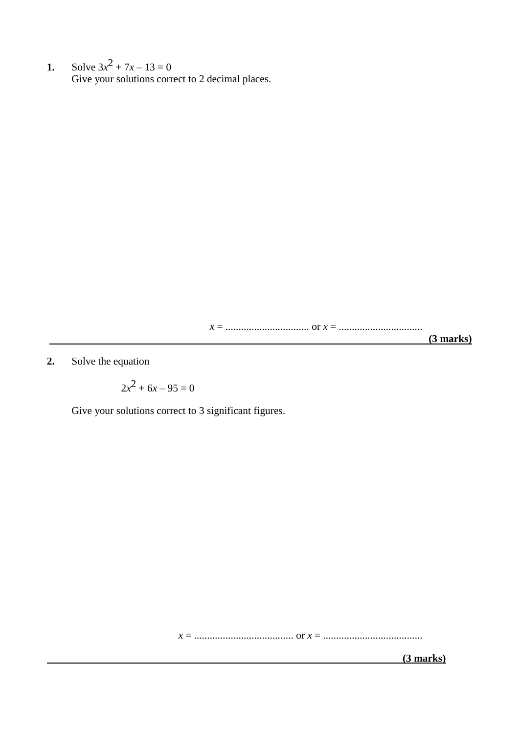**1.** Solve $3x^2 + 7x – 13 = 0$
Give your solutions correct to 2 decimal places.

$x$ = ................................ or $x$ = ................................

**(3 marks)**

---

**2.** Solve the equation

$$2x^2 + 6x – 95 = 0$$

Give your solutions correct to 3 significant figures.

$x$ = ...................................... or $x$ = ......................................

**(3 marks)**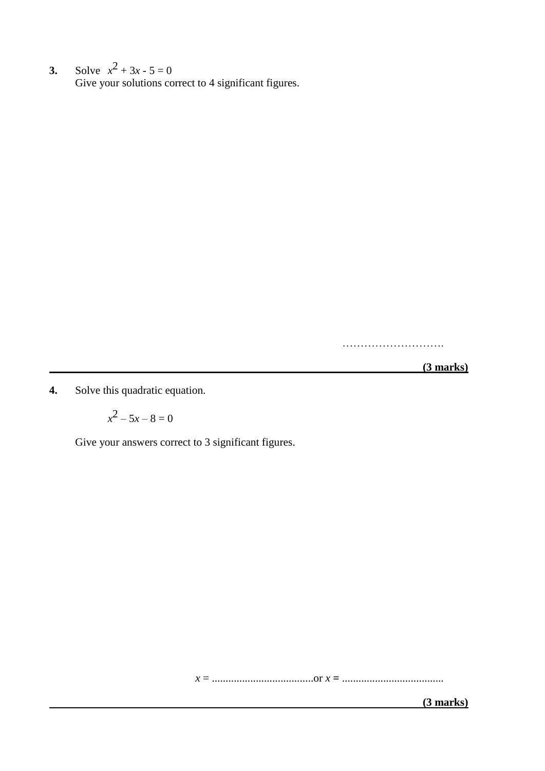**3.** Solve $x^2 + 3x - 5 = 0$
Give your solutions correct to 4 significant figures.

……………………….

**(3 marks)**

---

**4.** Solve this quadratic equation.

$$x^2 – 5x – 8 = 0$$

Give your answers correct to 3 significant figures.

$x$ = .....................................or $x$ = .....................................

**(3 marks)**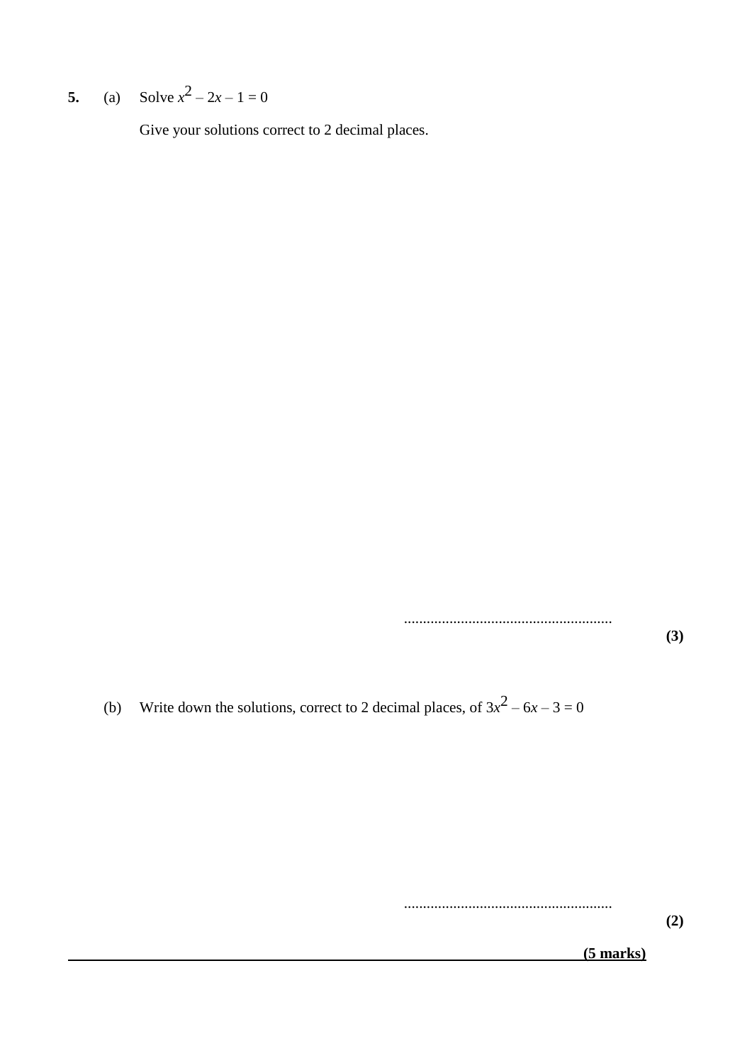**5.** (a) Solve $x^2 – 2x – 1 = 0$

Give your solutions correct to 2 decimal places.

.......................................................

**(3)**

(b) Write down the solutions, correct to 2 decimal places, of $3x^2 – 6x – 3 = 0$

.......................................................

**(2)**

**(5 marks)**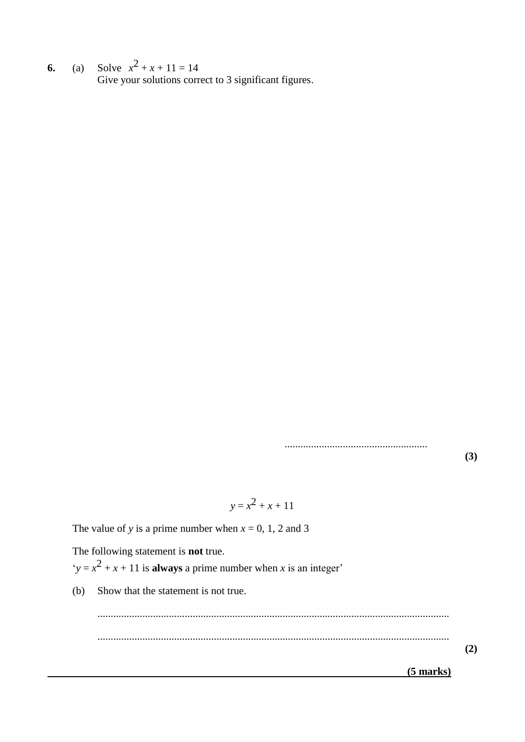**6.** (a) Solve $x^2 + x + 11 = 14$

Give your solutions correct to 3 significant figures.

......................................................

**(3)**

$$y = x^2 + x + 11$$

The value of $y$ is a prime number when $x$ = 0, 1, 2 and 3

The following statement is **not** true.

'$y = x^2 + x + 11$ is **always** a prime number when $x$ is an integer'

(b) Show that the statement is not true.

..................................................................................................................................

..................................................................................................................................

**(2)**

**(5 marks)**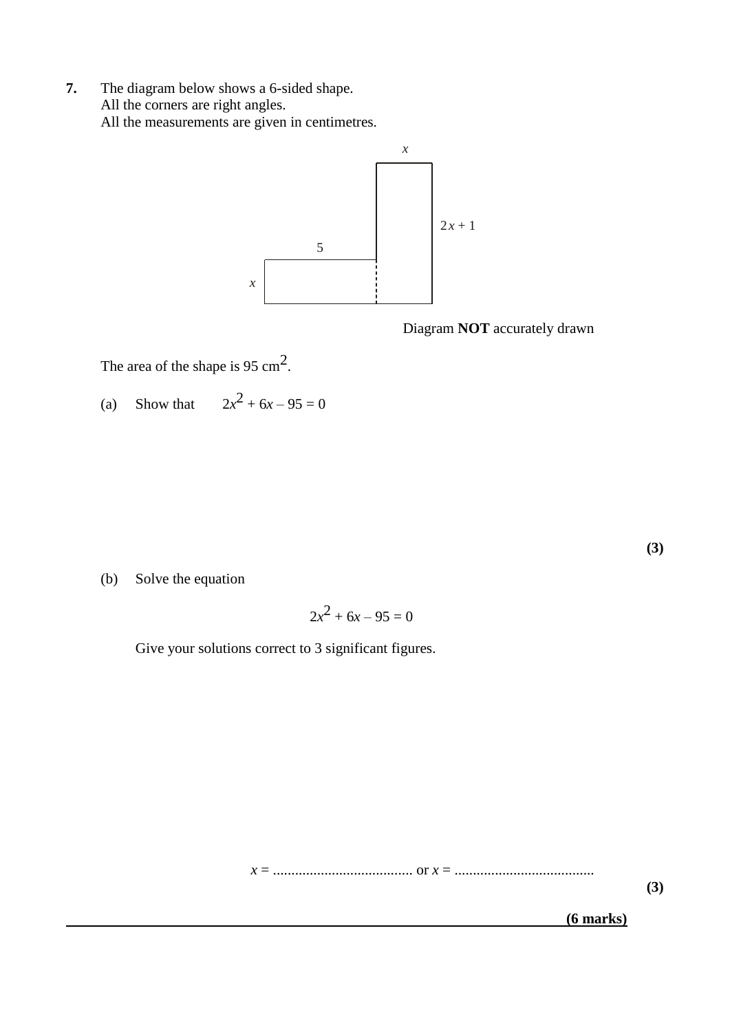**7.** The diagram below shows a 6-sided shape.
All the corners are right angles.
All the measurements are given in centimetres.

Diagram **NOT** accurately drawn

The area of the shape is 95 cm$^2$.

(a) Show that $2x^2 + 6x - 95 = 0$

**(3)**

(b) Solve the equation

$$2x^2 + 6x - 95 = 0$$

Give your solutions correct to 3 significant figures.

$x$ = ...................................... or $x$ = ......................................

**(3)**

**(6 marks)**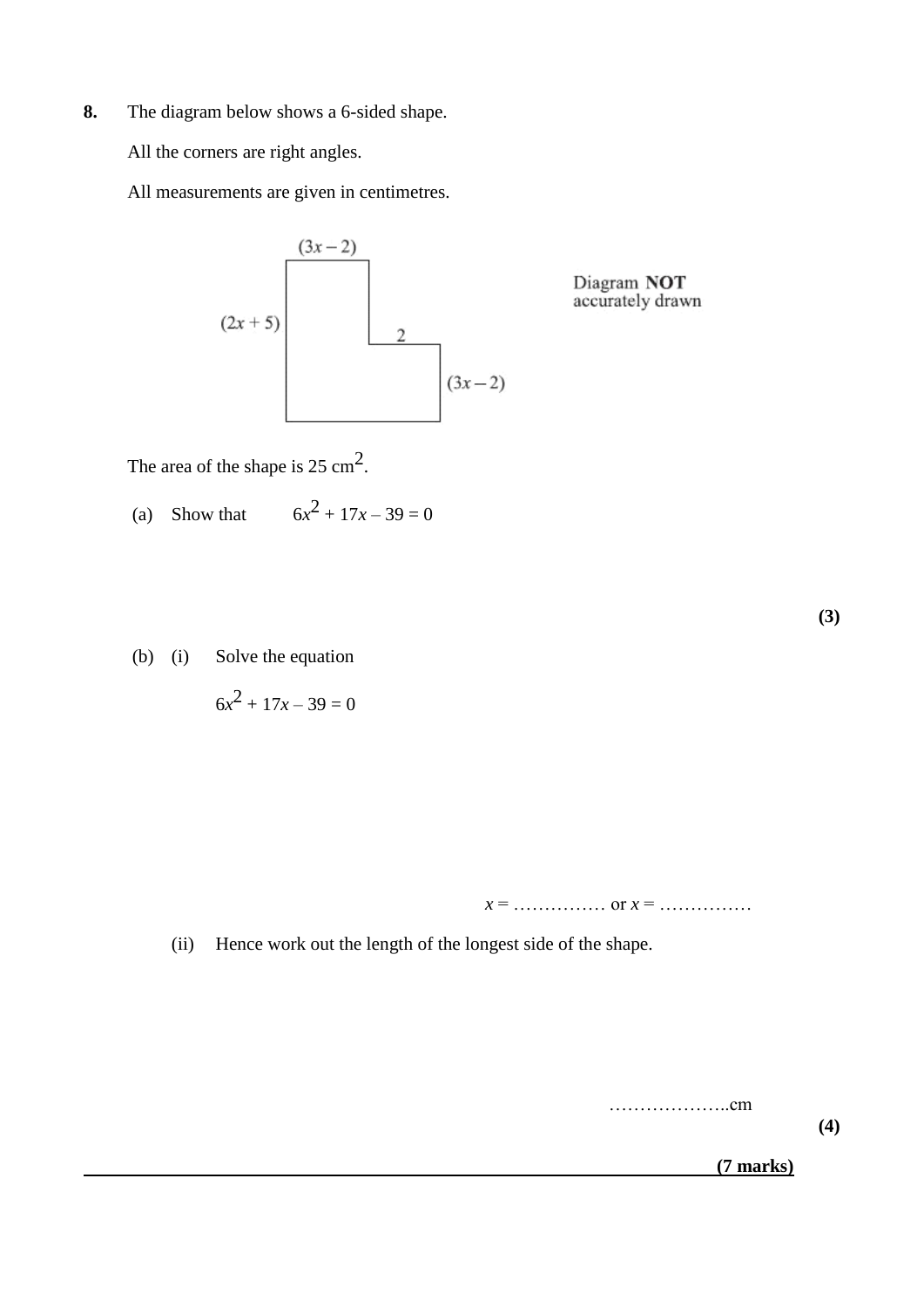**8.** The diagram below shows a 6-sided shape.

All the corners are right angles.

All measurements are given in centimetres.

$(3x - 2)$

$(2x + 5)$

$2$

$(3x - 2)$

Diagram **NOT** accurately drawn

The area of the shape is 25 $\text{cm}^2$.

(a) Show that $\quad 6x^2 + 17x - 39 = 0$

**(3)**

(b) (i) Solve the equation

$6x^2 + 17x - 39 = 0$

$x =$ …………… or $x =$ ……………

(ii) Hence work out the length of the longest side of the shape.

………………..cm

**(4)**

**(7 marks)**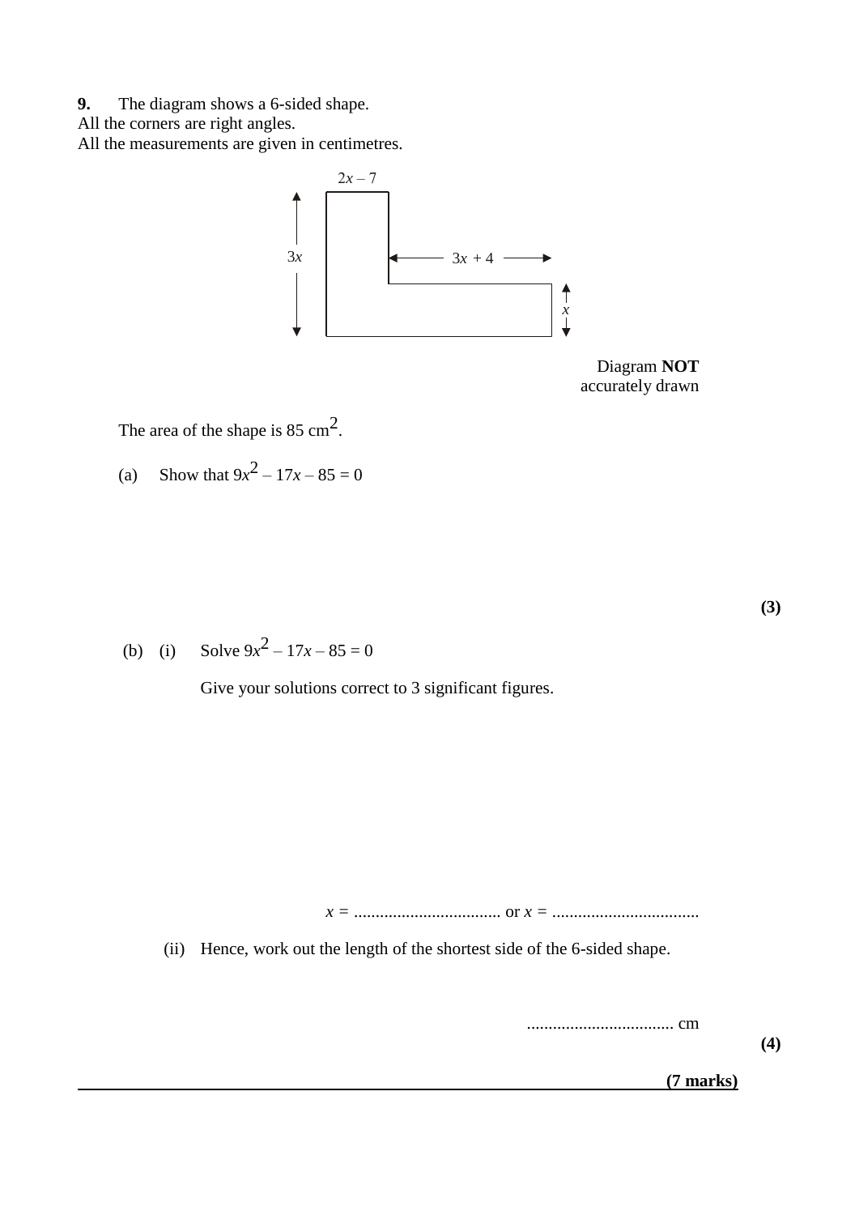**9.** The diagram shows a 6-sided shape.
All the corners are right angles.
All the measurements are given in centimetres.

$2x - 7$

$3x$

$3x + 4$

$x$

Diagram **NOT** accurately drawn

The area of the shape is 85 cm$^2$.

(a) Show that $9x^2 - 17x - 85 = 0$

**(3)**

(b) (i) Solve $9x^2 - 17x - 85 = 0$

Give your solutions correct to 3 significant figures.

$x$ = .................................. or $x$ = ..................................

(ii) Hence, work out the length of the shortest side of the 6-sided shape.

.................................. cm

**(4)**

**(7 marks)**